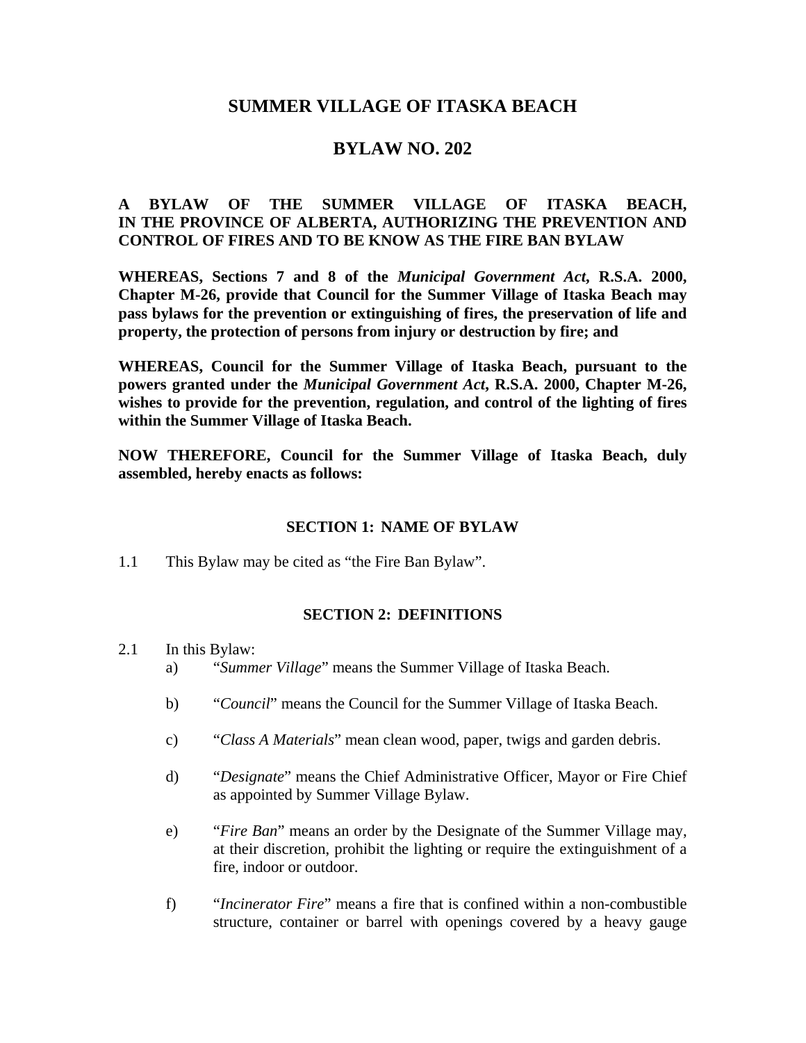# SUMMER VILLAGE OF ITASKA BEACH

# BYLAW NO. 202

**A BYLAW OF THE SUMMER VILLAGE OF ITASKA BEACH, IN THE PROVINCE OF ALBERTA, AUTHORIZING THE PREVENTION AND CONTROL OF FIRES AND TO BE KNOW AS THE FIRE BAN BYLAW**

**WHEREAS, Sections 7 and 8 of the *Municipal Government Act*, R.S.A. 2000, Chapter M-26, provide that Council for the Summer Village of Itaska Beach may pass bylaws for the prevention or extinguishing of fires, the preservation of life and property, the protection of persons from injury or destruction by fire; and**

**WHEREAS, Council for the Summer Village of Itaska Beach, pursuant to the powers granted under the *Municipal Government Act*, R.S.A. 2000, Chapter M-26, wishes to provide for the prevention, regulation, and control of the lighting of fires within the Summer Village of Itaska Beach.**

**NOW THEREFORE, Council for the Summer Village of Itaska Beach, duly assembled, hereby enacts as follows:**

## SECTION 1: NAME OF BYLAW

1.1 This Bylaw may be cited as "the Fire Ban Bylaw".

## SECTION 2: DEFINITIONS

2.1 In this Bylaw:

a) "*Summer Village*" means the Summer Village of Itaska Beach.

b) "*Council*" means the Council for the Summer Village of Itaska Beach.

c) "*Class A Materials*" mean clean wood, paper, twigs and garden debris.

d) "*Designate*" means the Chief Administrative Officer, Mayor or Fire Chief as appointed by Summer Village Bylaw.

e) "*Fire Ban*" means an order by the Designate of the Summer Village may, at their discretion, prohibit the lighting or require the extinguishment of a fire, indoor or outdoor.

f) "*Incinerator Fire*" means a fire that is confined within a non-combustible structure, container or barrel with openings covered by a heavy gauge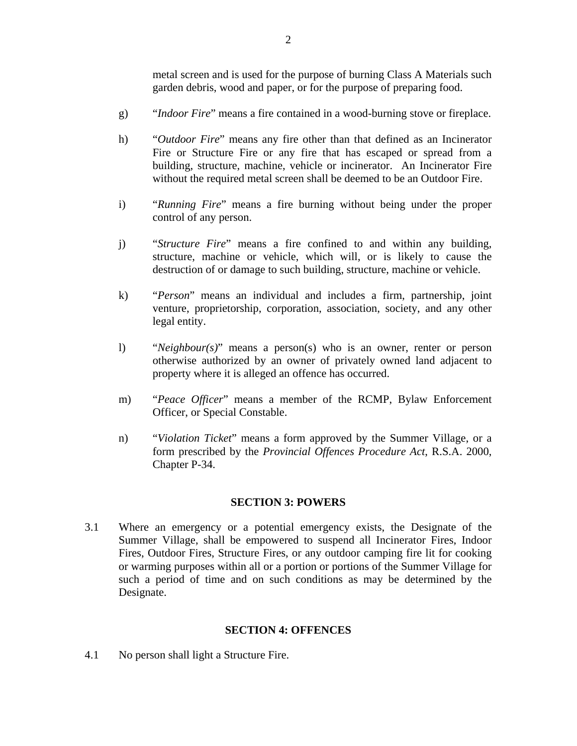metal screen and is used for the purpose of burning Class A Materials such garden debris, wood and paper, or for the purpose of preparing food.

g) "*Indoor Fire*" means a fire contained in a wood-burning stove or fireplace.

h) "*Outdoor Fire*" means any fire other than that defined as an Incinerator Fire or Structure Fire or any fire that has escaped or spread from a building, structure, machine, vehicle or incinerator. An Incinerator Fire without the required metal screen shall be deemed to be an Outdoor Fire.

i) "*Running Fire*" means a fire burning without being under the proper control of any person.

j) "*Structure Fire*" means a fire confined to and within any building, structure, machine or vehicle, which will, or is likely to cause the destruction of or damage to such building, structure, machine or vehicle.

k) "*Person*" means an individual and includes a firm, partnership, joint venture, proprietorship, corporation, association, society, and any other legal entity.

l) "*Neighbour(s)*" means a person(s) who is an owner, renter or person otherwise authorized by an owner of privately owned land adjacent to property where it is alleged an offence has occurred.

m) "*Peace Officer*" means a member of the RCMP, Bylaw Enforcement Officer, or Special Constable.

n) "*Violation Ticket*" means a form approved by the Summer Village, or a form prescribed by the *Provincial Offences Procedure Act*, R.S.A. 2000, Chapter P-34.

## SECTION 3: POWERS

3.1 Where an emergency or a potential emergency exists, the Designate of the Summer Village, shall be empowered to suspend all Incinerator Fires, Indoor Fires, Outdoor Fires, Structure Fires, or any outdoor camping fire lit for cooking or warming purposes within all or a portion or portions of the Summer Village for such a period of time and on such conditions as may be determined by the Designate.

## SECTION 4: OFFENCES

4.1 No person shall light a Structure Fire.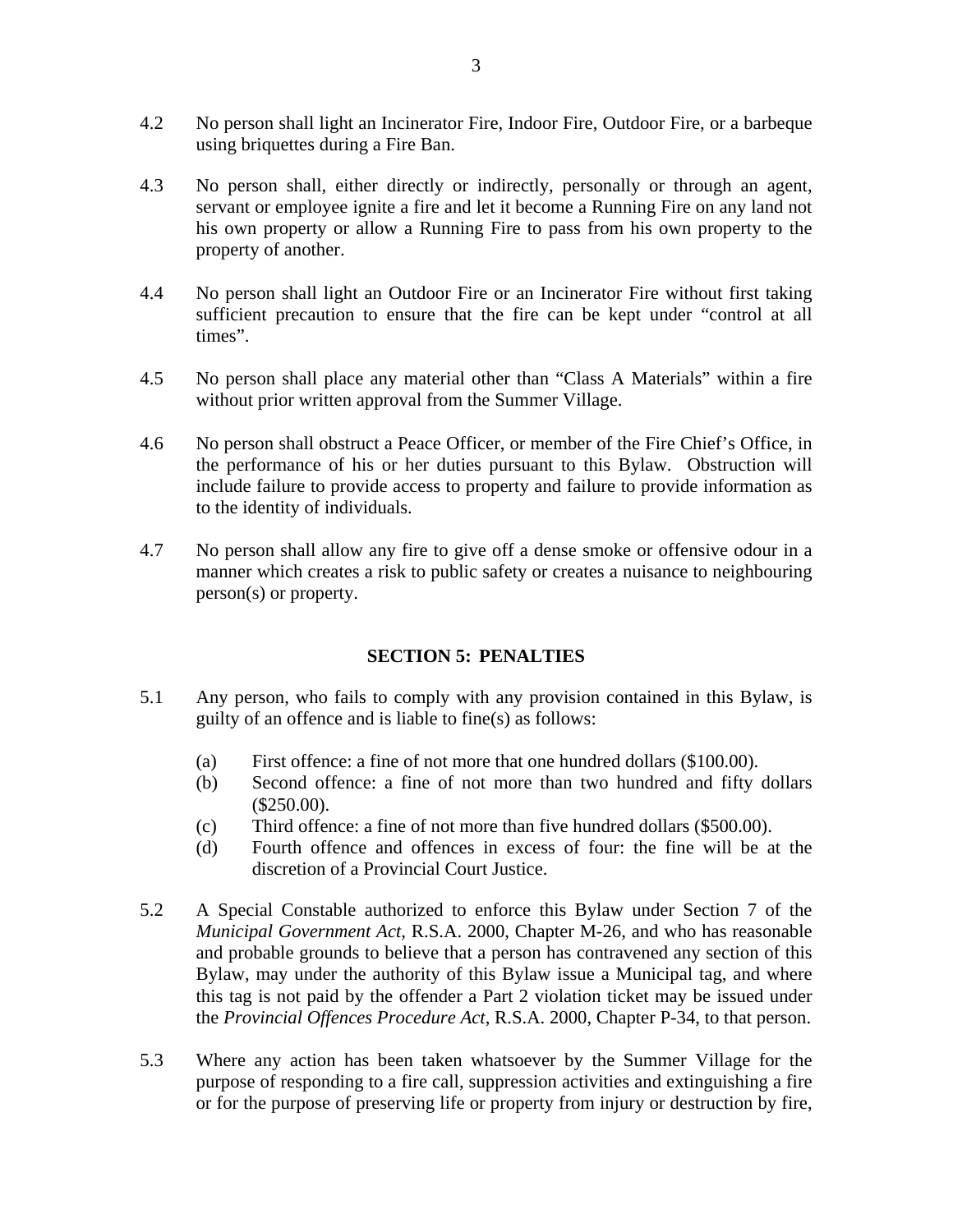4.2 No person shall light an Incinerator Fire, Indoor Fire, Outdoor Fire, or a barbeque using briquettes during a Fire Ban.

4.3 No person shall, either directly or indirectly, personally or through an agent, servant or employee ignite a fire and let it become a Running Fire on any land not his own property or allow a Running Fire to pass from his own property to the property of another.

4.4 No person shall light an Outdoor Fire or an Incinerator Fire without first taking sufficient precaution to ensure that the fire can be kept under "control at all times".

4.5 No person shall place any material other than "Class A Materials" within a fire without prior written approval from the Summer Village.

4.6 No person shall obstruct a Peace Officer, or member of the Fire Chief's Office, in the performance of his or her duties pursuant to this Bylaw. Obstruction will include failure to provide access to property and failure to provide information as to the identity of individuals.

4.7 No person shall allow any fire to give off a dense smoke or offensive odour in a manner which creates a risk to public safety or creates a nuisance to neighbouring person(s) or property.

## SECTION 5: PENALTIES

5.1 Any person, who fails to comply with any provision contained in this Bylaw, is guilty of an offence and is liable to fine(s) as follows:

(a) First offence: a fine of not more that one hundred dollars ($100.00).
(b) Second offence: a fine of not more than two hundred and fifty dollars ($250.00).
(c) Third offence: a fine of not more than five hundred dollars ($500.00).
(d) Fourth offence and offences in excess of four: the fine will be at the discretion of a Provincial Court Justice.

5.2 A Special Constable authorized to enforce this Bylaw under Section 7 of the *Municipal Government Act*, R.S.A. 2000, Chapter M-26, and who has reasonable and probable grounds to believe that a person has contravened any section of this Bylaw, may under the authority of this Bylaw issue a Municipal tag, and where this tag is not paid by the offender a Part 2 violation ticket may be issued under the *Provincial Offences Procedure Act*, R.S.A. 2000, Chapter P-34, to that person.

5.3 Where any action has been taken whatsoever by the Summer Village for the purpose of responding to a fire call, suppression activities and extinguishing a fire or for the purpose of preserving life or property from injury or destruction by fire,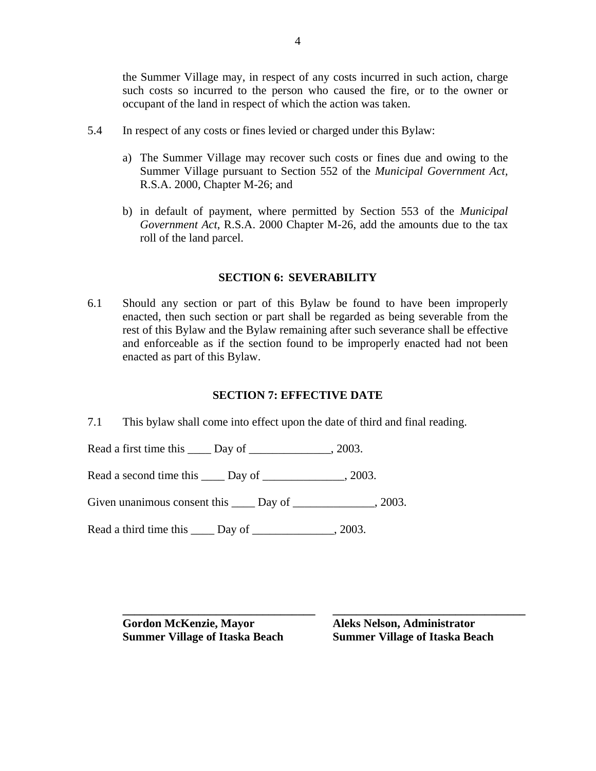the Summer Village may, in respect of any costs incurred in such action, charge such costs so incurred to the person who caused the fire, or to the owner or occupant of the land in respect of which the action was taken.

5.4 In respect of any costs or fines levied or charged under this Bylaw:

a) The Summer Village may recover such costs or fines due and owing to the Summer Village pursuant to Section 552 of the *Municipal Government Act*, R.S.A. 2000, Chapter M-26; and

b) in default of payment, where permitted by Section 553 of the *Municipal Government Act*, R.S.A. 2000 Chapter M-26, add the amounts due to the tax roll of the land parcel.

## SECTION 6: SEVERABILITY

6.1 Should any section or part of this Bylaw be found to have been improperly enacted, then such section or part shall be regarded as being severable from the rest of this Bylaw and the Bylaw remaining after such severance shall be effective and enforceable as if the section found to be improperly enacted had not been enacted as part of this Bylaw.

## SECTION 7: EFFECTIVE DATE

7.1 This bylaw shall come into effect upon the date of third and final reading.

Read a first time this ____ Day of ______________, 2003.

Read a second time this ____ Day of ______________, 2003.

Given unanimous consent this ____ Day of ______________, 2003.

Read a third time this ____ Day of ______________, 2003.

______________________________

**Gordon McKenzie, Mayor**
**Summer Village of Itaska Beach**

______________________________

**Aleks Nelson, Administrator**
**Summer Village of Itaska Beach**